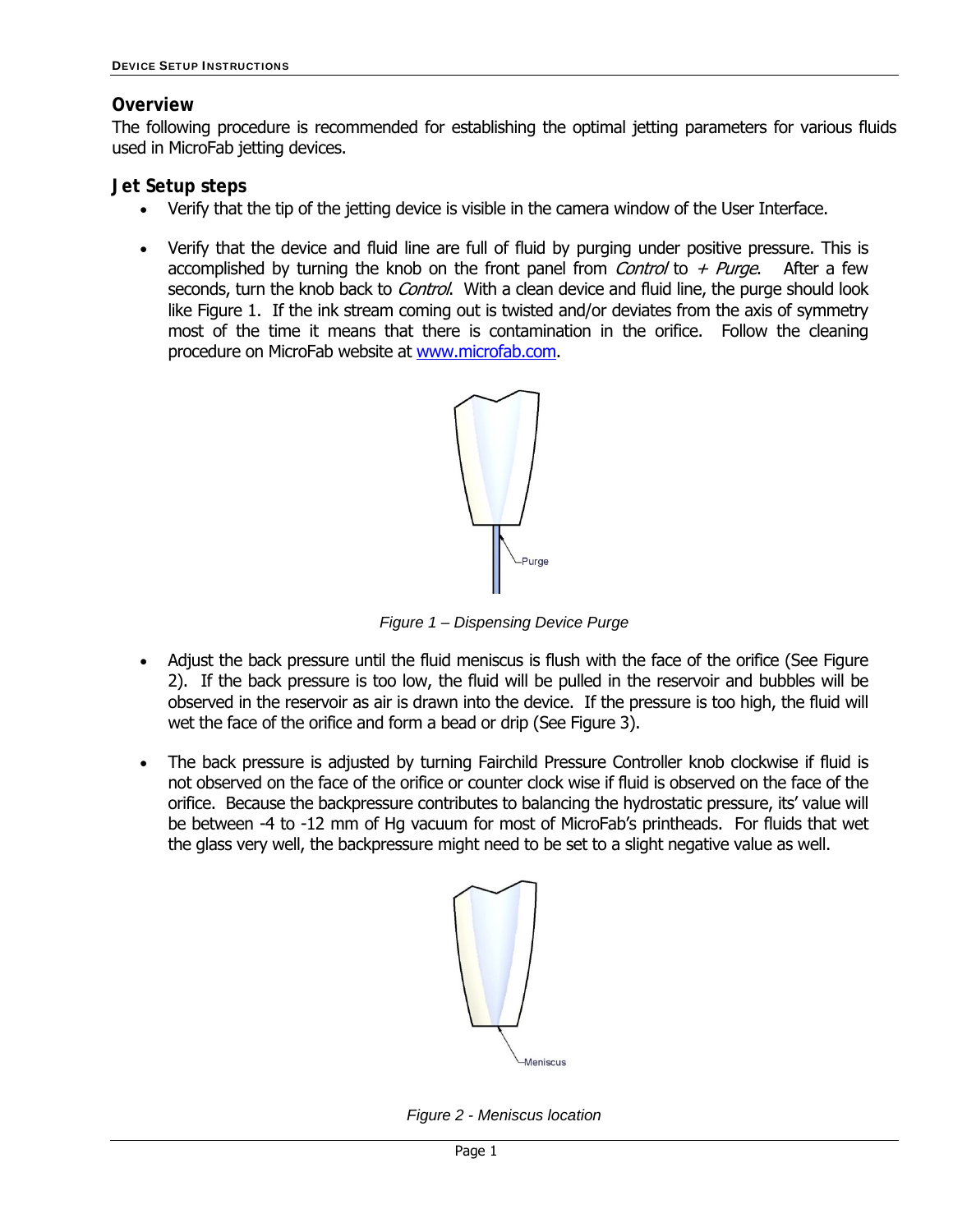## Overview

The following procedure is recommended for establishing the optimal jetting parameters for various fluids used in MicroFab jetting devices.

## Jet Setup steps

- Verify that the tip of the jetting device is visible in the camera window of the User Interface.
- Verify that the device and fluid line are full of fluid by purging under positive pressure. This is accomplished by turning the knob on the front panel from *Control* to *+ Purge*. After a few seconds, turn the knob back to *Control*. With a clean device and fluid line, the purge should look like Figure 1. If the ink stream coming out is twisted and/or deviates from the axis of symmetry most of the time it means that there is contamination in the orifice. Follow the cleaning procedure on MicroFab website at [www.microfab.com](www.microfab.com).

Purge

*Figure 1 – Dispensing Device Purge*

- Adjust the back pressure until the fluid meniscus is flush with the face of the orifice (See Figure 2). If the back pressure is too low, the fluid will be pulled in the reservoir and bubbles will be observed in the reservoir as air is drawn into the device. If the pressure is too high, the fluid will wet the face of the orifice and form a bead or drip (See Figure 3).
- The back pressure is adjusted by turning Fairchild Pressure Controller knob clockwise if fluid is not observed on the face of the orifice or counter clock wise if fluid is observed on the face of the orifice. Because the backpressure contributes to balancing the hydrostatic pressure, its' value will be between -4 to -12 mm of Hg vacuum for most of MicroFab's printheads. For fluids that wet the glass very well, the backpressure might need to be set to a slight negative value as well.

Meniscus

*Figure 2 - Meniscus location*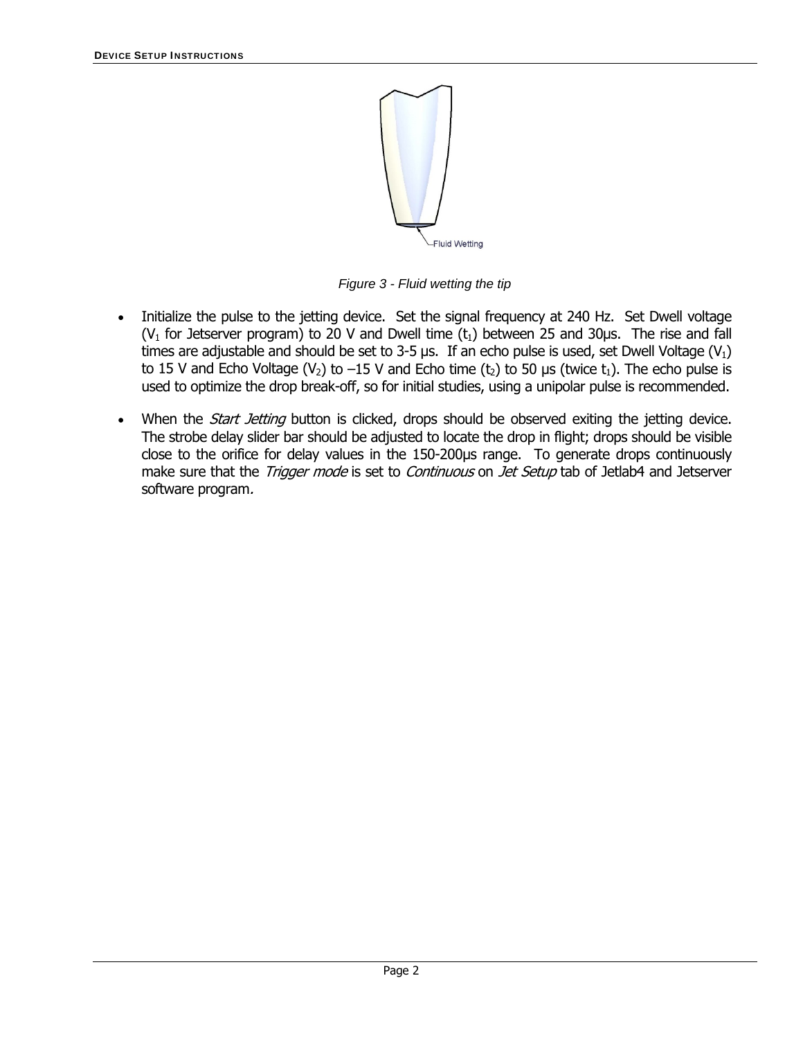Fluid Wetting

*Figure 3 - Fluid wetting the tip*

- Initialize the pulse to the jetting device. Set the signal frequency at 240 Hz. Set Dwell voltage ($V_1$ for Jetserver program) to 20 V and Dwell time ($t_1$) between 25 and 30µs. The rise and fall times are adjustable and should be set to 3-5 µs. If an echo pulse is used, set Dwell Voltage ($V_1$) to 15 V and Echo Voltage ($V_2$) to –15 V and Echo time ($t_2$) to 50 µs (twice $t_1$). The echo pulse is used to optimize the drop break-off, so for initial studies, using a unipolar pulse is recommended.
- When the *Start Jetting* button is clicked, drops should be observed exiting the jetting device. The strobe delay slider bar should be adjusted to locate the drop in flight; drops should be visible close to the orifice for delay values in the 150-200µs range. To generate drops continuously make sure that the *Trigger mode* is set to *Continuous* on *Jet Setup* tab of Jetlab4 and Jetserver software program.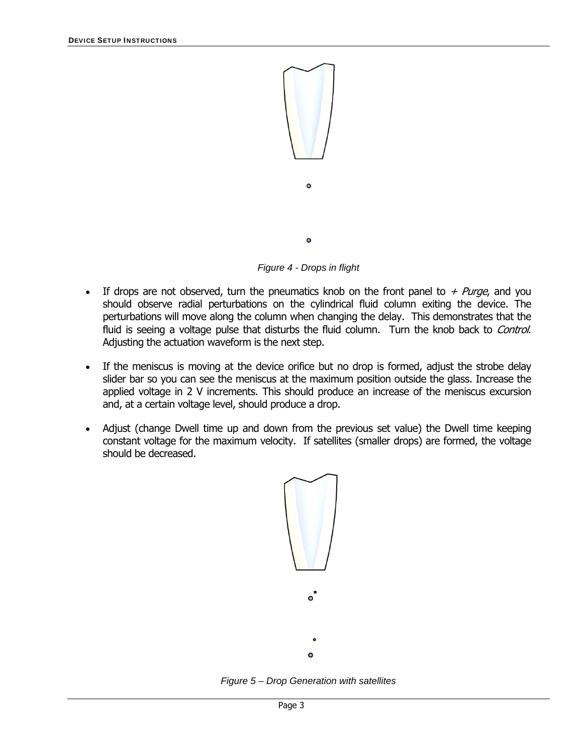*Figure 4 - Drops in flight*

- If drops are not observed, turn the pneumatics knob on the front panel to *+ Purge*, and you should observe radial perturbations on the cylindrical fluid column exiting the device. The perturbations will move along the column when changing the delay. This demonstrates that the fluid is seeing a voltage pulse that disturbs the fluid column. Turn the knob back to *Control*. Adjusting the actuation waveform is the next step.

- If the meniscus is moving at the device orifice but no drop is formed, adjust the strobe delay slider bar so you can see the meniscus at the maximum position outside the glass. Increase the applied voltage in 2 V increments. This should produce an increase of the meniscus excursion and, at a certain voltage level, should produce a drop.

- Adjust (change Dwell time up and down from the previous set value) the Dwell time keeping constant voltage for the maximum velocity. If satellites (smaller drops) are formed, the voltage should be decreased.

*Figure 5 – Drop Generation with satellites*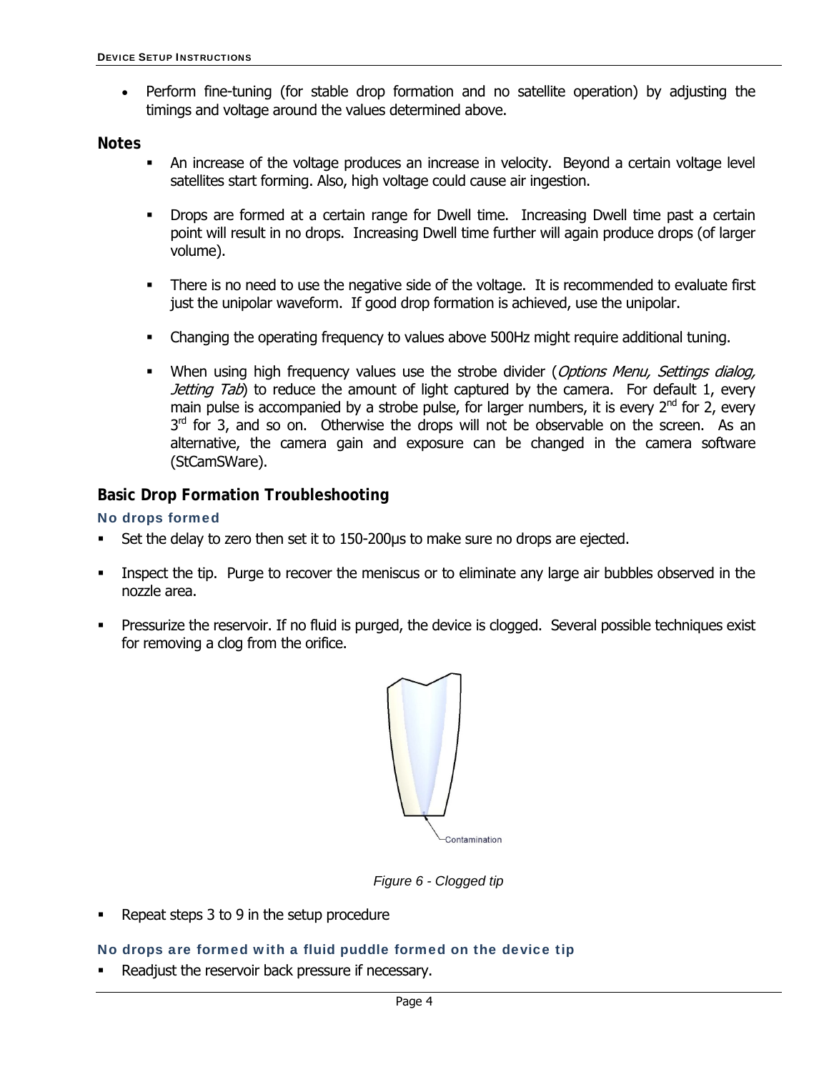- Perform fine-tuning (for stable drop formation and no satellite operation) by adjusting the timings and voltage around the values determined above.

**Notes**

- An increase of the voltage produces an increase in velocity. Beyond a certain voltage level satellites start forming. Also, high voltage could cause air ingestion.
- Drops are formed at a certain range for Dwell time. Increasing Dwell time past a certain point will result in no drops. Increasing Dwell time further will again produce drops (of larger volume).
- There is no need to use the negative side of the voltage. It is recommended to evaluate first just the unipolar waveform. If good drop formation is achieved, use the unipolar.
- Changing the operating frequency to values above 500Hz might require additional tuning.
- When using high frequency values use the strobe divider (*Options Menu, Settings dialog, Jetting Tab*) to reduce the amount of light captured by the camera. For default 1, every main pulse is accompanied by a strobe pulse, for larger numbers, it is every 2nd for 2, every 3rd for 3, and so on. Otherwise the drops will not be observable on the screen. As an alternative, the camera gain and exposure can be changed in the camera software (StCamSWare).

## Basic Drop Formation Troubleshooting

### No drops formed

- Set the delay to zero then set it to 150-200µs to make sure no drops are ejected.
- Inspect the tip. Purge to recover the meniscus or to eliminate any large air bubbles observed in the nozzle area.
- Pressurize the reservoir. If no fluid is purged, the device is clogged. Several possible techniques exist for removing a clog from the orifice.

Contamination

*Figure 6 - Clogged tip*

- Repeat steps 3 to 9 in the setup procedure

### No drops are formed with a fluid puddle formed on the device tip

- Readjust the reservoir back pressure if necessary.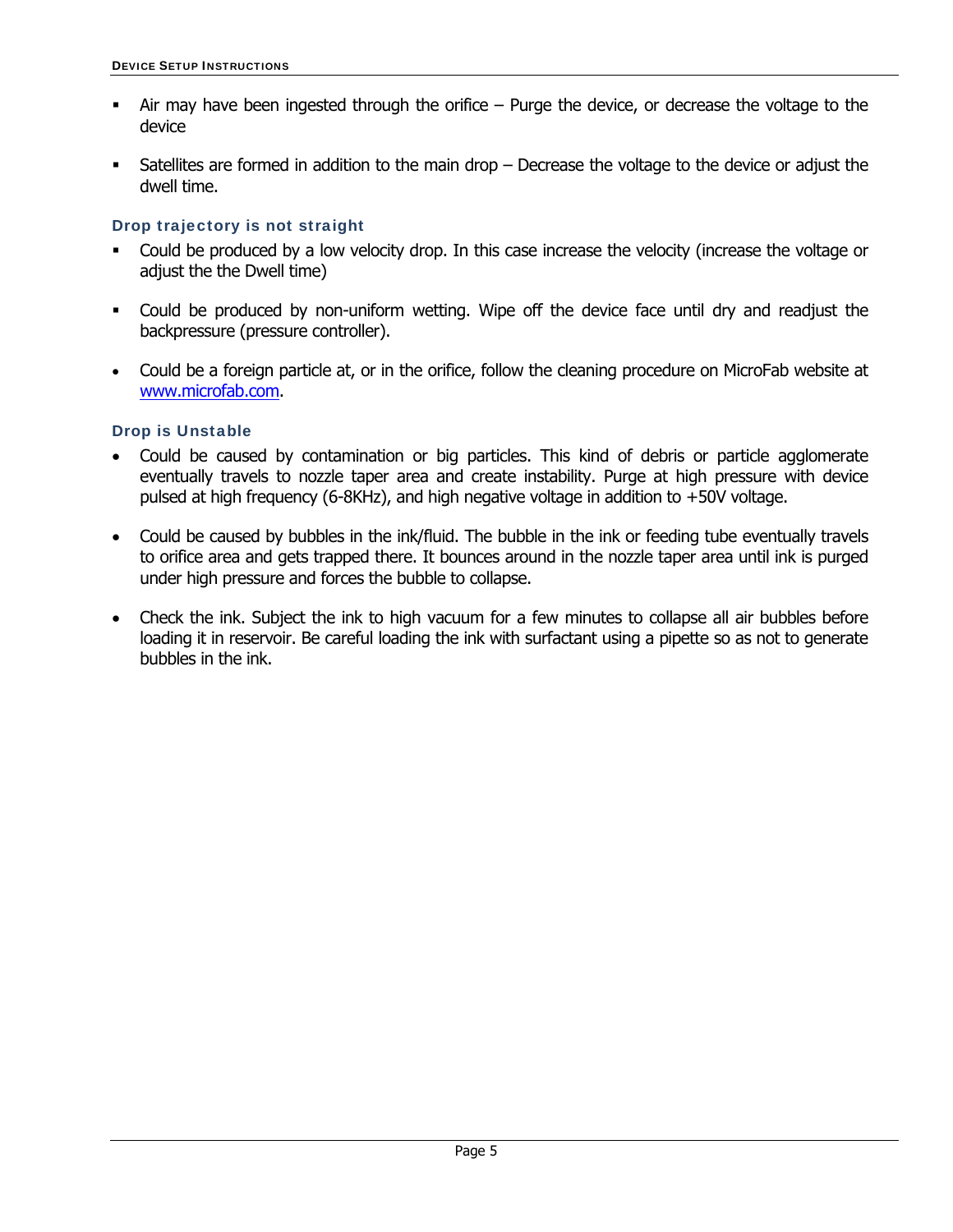- Air may have been ingested through the orifice – Purge the device, or decrease the voltage to the device

- Satellites are formed in addition to the main drop – Decrease the voltage to the device or adjust the dwell time.

### Drop trajectory is not straight

- Could be produced by a low velocity drop. In this case increase the velocity (increase the voltage or adjust the the Dwell time)

- Could be produced by non-uniform wetting. Wipe off the device face until dry and readjust the backpressure (pressure controller).

- Could be a foreign particle at, or in the orifice, follow the cleaning procedure on MicroFab website at [www.microfab.com](http://www.microfab.com).

### Drop is Unstable

- Could be caused by contamination or big particles. This kind of debris or particle agglomerate eventually travels to nozzle taper area and create instability. Purge at high pressure with device pulsed at high frequency (6-8KHz), and high negative voltage in addition to +50V voltage.

- Could be caused by bubbles in the ink/fluid. The bubble in the ink or feeding tube eventually travels to orifice area and gets trapped there. It bounces around in the nozzle taper area until ink is purged under high pressure and forces the bubble to collapse.

- Check the ink. Subject the ink to high vacuum for a few minutes to collapse all air bubbles before loading it in reservoir. Be careful loading the ink with surfactant using a pipette so as not to generate bubbles in the ink.